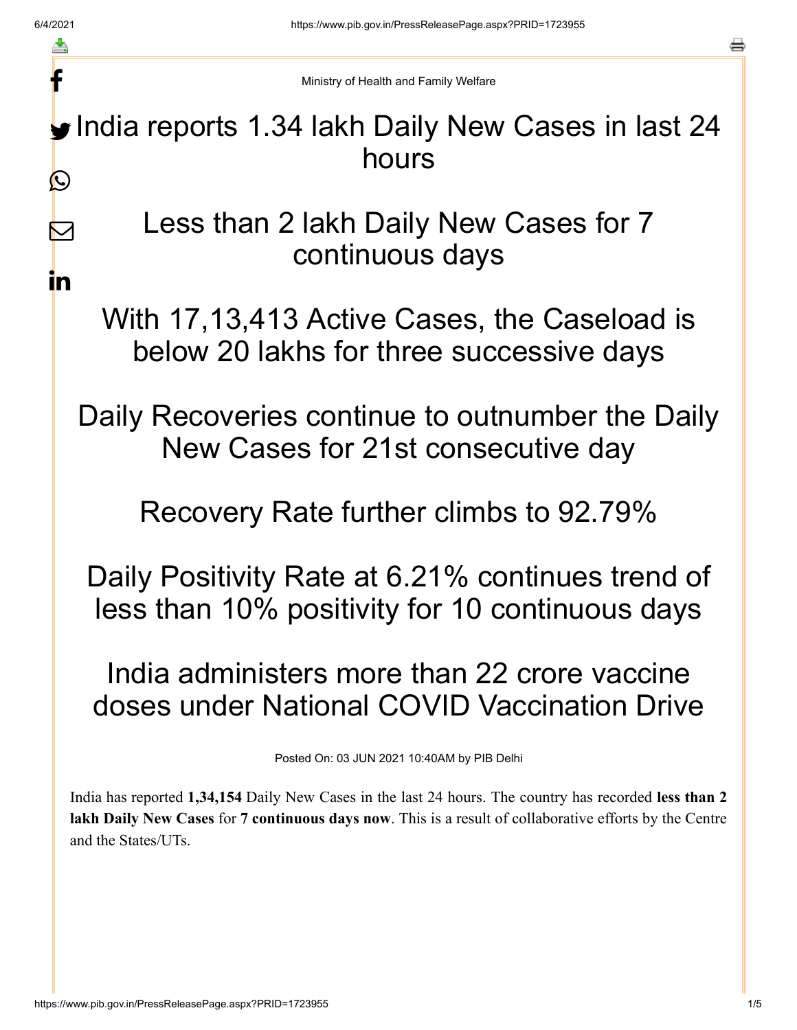Ministry of Health and Family Welfare

# India reports 1.34 lakh Daily New Cases in last 24 hours

## Less than 2 lakh Daily New Cases for 7 continuous days

## With 17,13,413 Active Cases, the Caseload is below 20 lakhs for three successive days

## Daily Recoveries continue to outnumber the Daily New Cases for 21st consecutive day

## Recovery Rate further climbs to 92.79%

## Daily Positivity Rate at 6.21% continues trend of less than 10% positivity for 10 continuous days

## India administers more than 22 crore vaccine doses under National COVID Vaccination Drive

Posted On: 03 JUN 2021 10:40AM by PIB Delhi

India has reported **1,34,154** Daily New Cases in the last 24 hours. The country has recorded **less than 2 lakh Daily New Cases** for **7 continuous days now**. This is a result of collaborative efforts by the Centre and the States/UTs.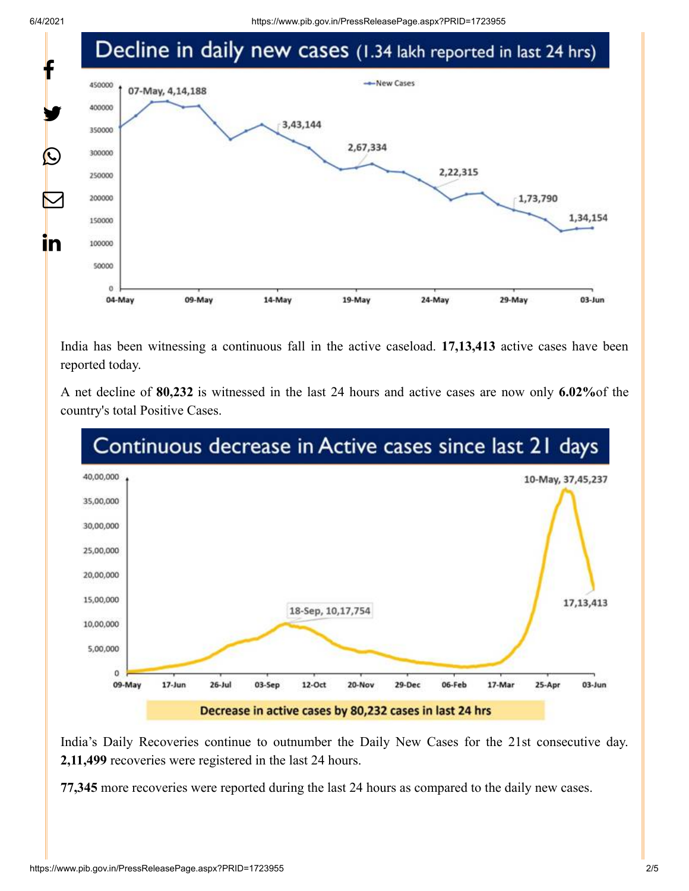## Decline in daily new cases (1.34 lakh reported in last 24 hrs)

India has been witnessing a continuous fall in the active caseload. **17,13,413** active cases have been reported today.

A net decline of **80,232** is witnessed in the last 24 hours and active cases are now only **6.02%**of the country's total Positive Cases.

## Continuous decrease in Active cases since last 21 days

Decrease in active cases by 80,232 cases in last 24 hrs

India's Daily Recoveries continue to outnumber the Daily New Cases for the 21st consecutive day. **2,11,499** recoveries were registered in the last 24 hours.

**77,345** more recoveries were reported during the last 24 hours as compared to the daily new cases.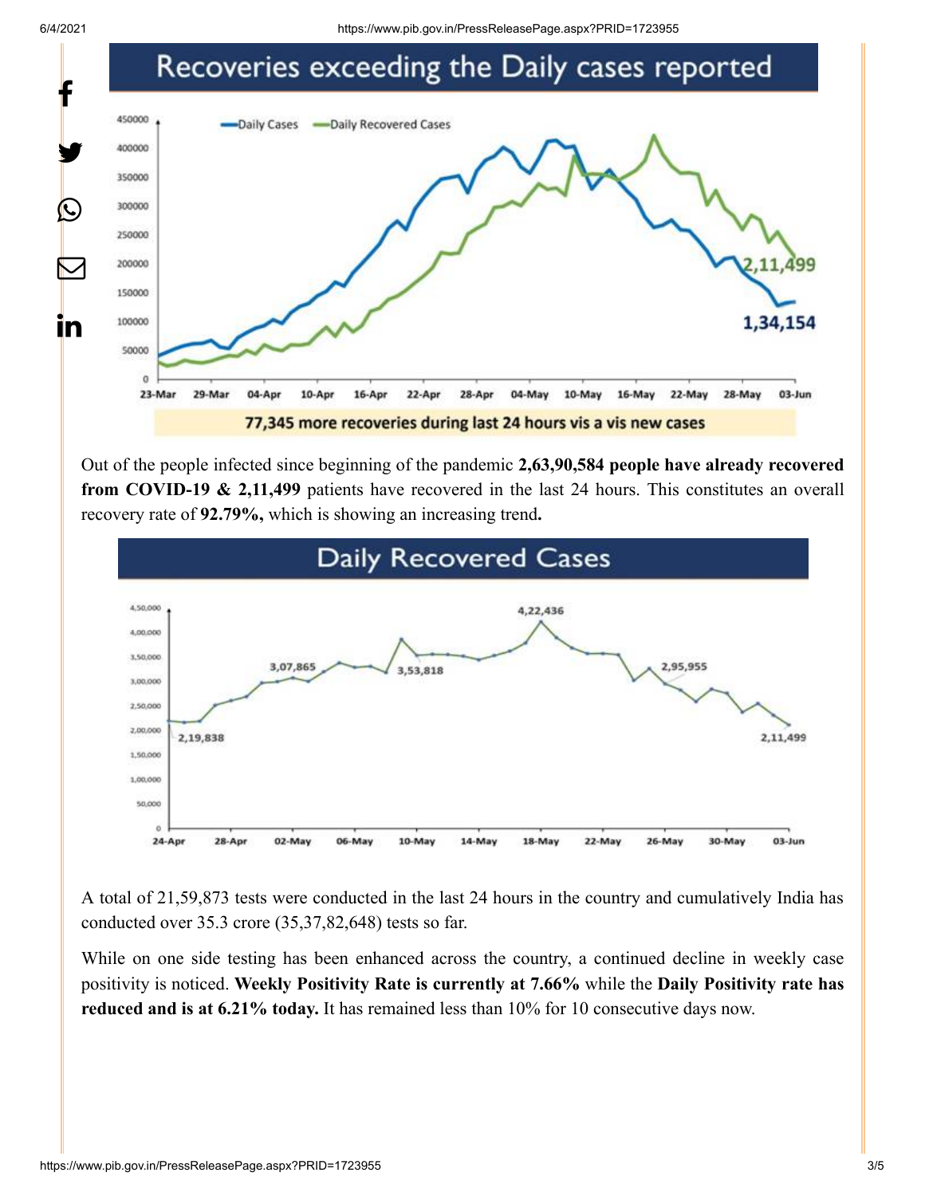## Recoveries exceeding the Daily cases reported

77,345 more recoveries during last 24 hours vis a vis new cases

Out of the people infected since beginning of the pandemic **2,63,90,584 people have already recovered from COVID-19 & 2,11,499** patients have recovered in the last 24 hours. This constitutes an overall recovery rate of **92.79%,** which is showing an increasing trend**.**

## Daily Recovered Cases

A total of 21,59,873 tests were conducted in the last 24 hours in the country and cumulatively India has conducted over 35.3 crore (35,37,82,648) tests so far.

While on one side testing has been enhanced across the country, a continued decline in weekly case positivity is noticed. **Weekly Positivity Rate is currently at 7.66%** while the **Daily Positivity rate has reduced and is at 6.21% today.** It has remained less than 10% for 10 consecutive days now.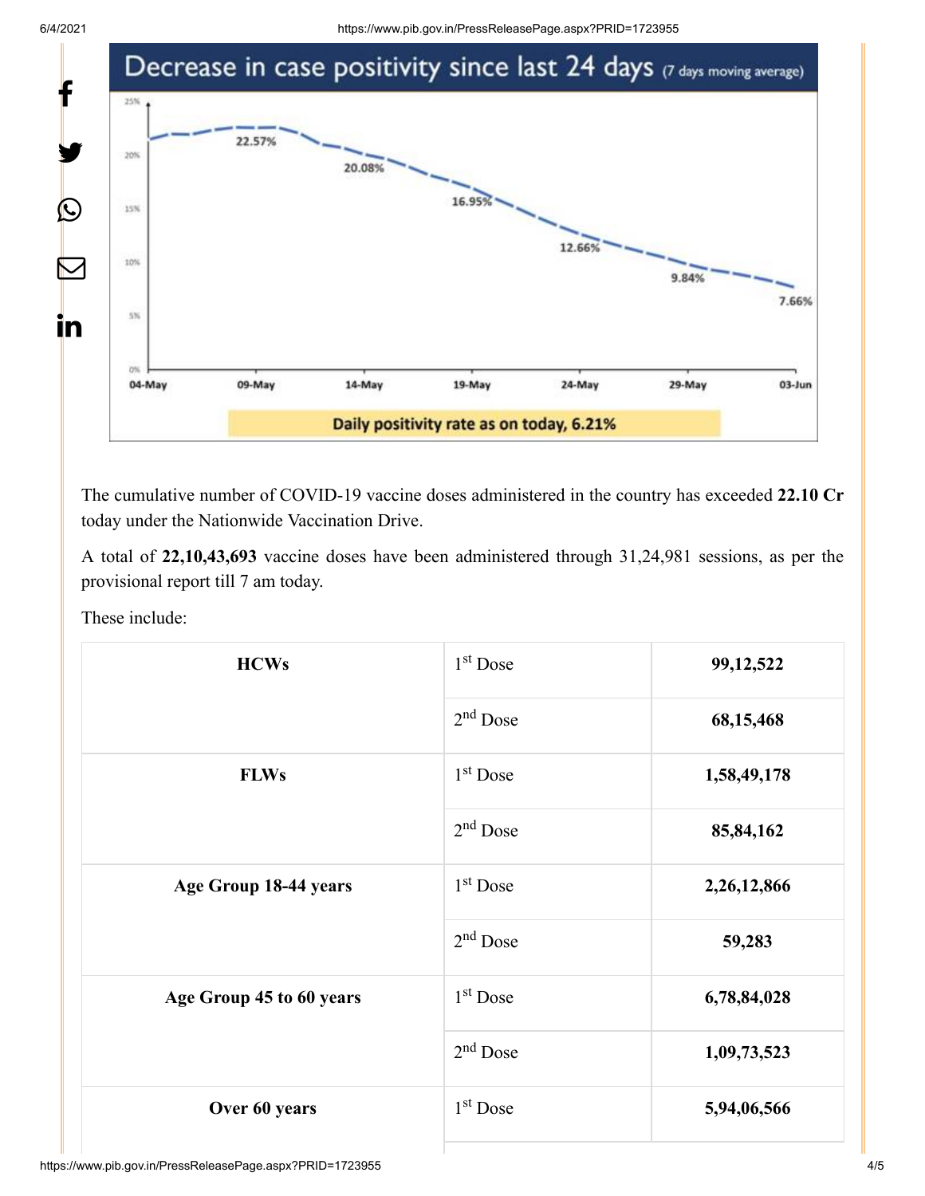**Decrease in case positivity since last 24 days** (7 days moving average)

Daily positivity rate as on today, 6.21%

The cumulative number of COVID-19 vaccine doses administered in the country has exceeded **22.10 Cr** today under the Nationwide Vaccination Drive.

A total of **22,10,43,693** vaccine doses have been administered through 31,24,981 sessions, as per the provisional report till 7 am today.

These include:

| | | |
|---|---|---|
| **HCWs** | 1st Dose | **99,12,522** |
| | 2nd Dose | **68,15,468** |
| **FLWs** | 1st Dose | **1,58,49,178** |
| | 2nd Dose | **85,84,162** |
| **Age Group 18-44 years** | 1st Dose | **2,26,12,866** |
| | 2nd Dose | **59,283** |
| **Age Group 45 to 60 years** | 1st Dose | **6,78,84,028** |
| | 2nd Dose | **1,09,73,523** |
| **Over 60 years** | 1st Dose | **5,94,06,566** |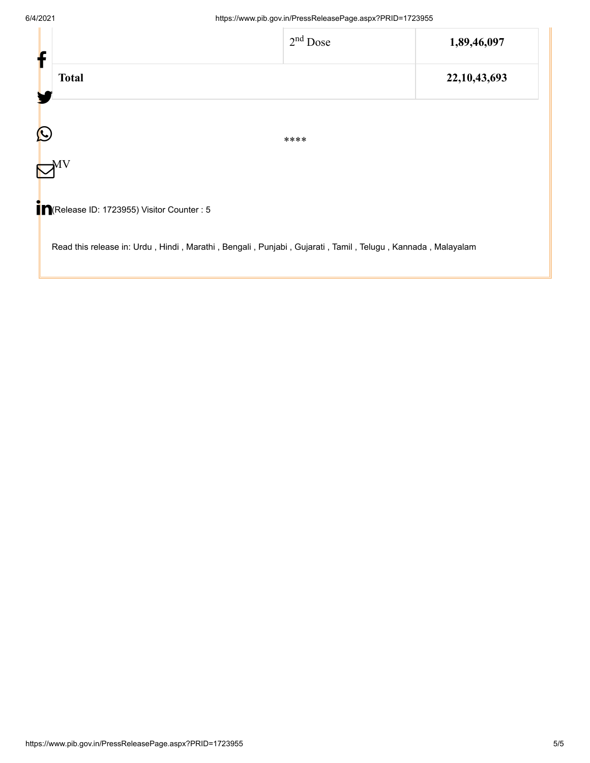| | | |
|---|---|---|
| | 2nd Dose | **1,89,46,097** |
| **Total** | | **22,10,43,693** |

****

MV

(Release ID: 1723955) Visitor Counter : 5

Read this release in: Urdu , Hindi , Marathi , Bengali , Punjabi , Gujarati , Tamil , Telugu , Kannada , Malayalam